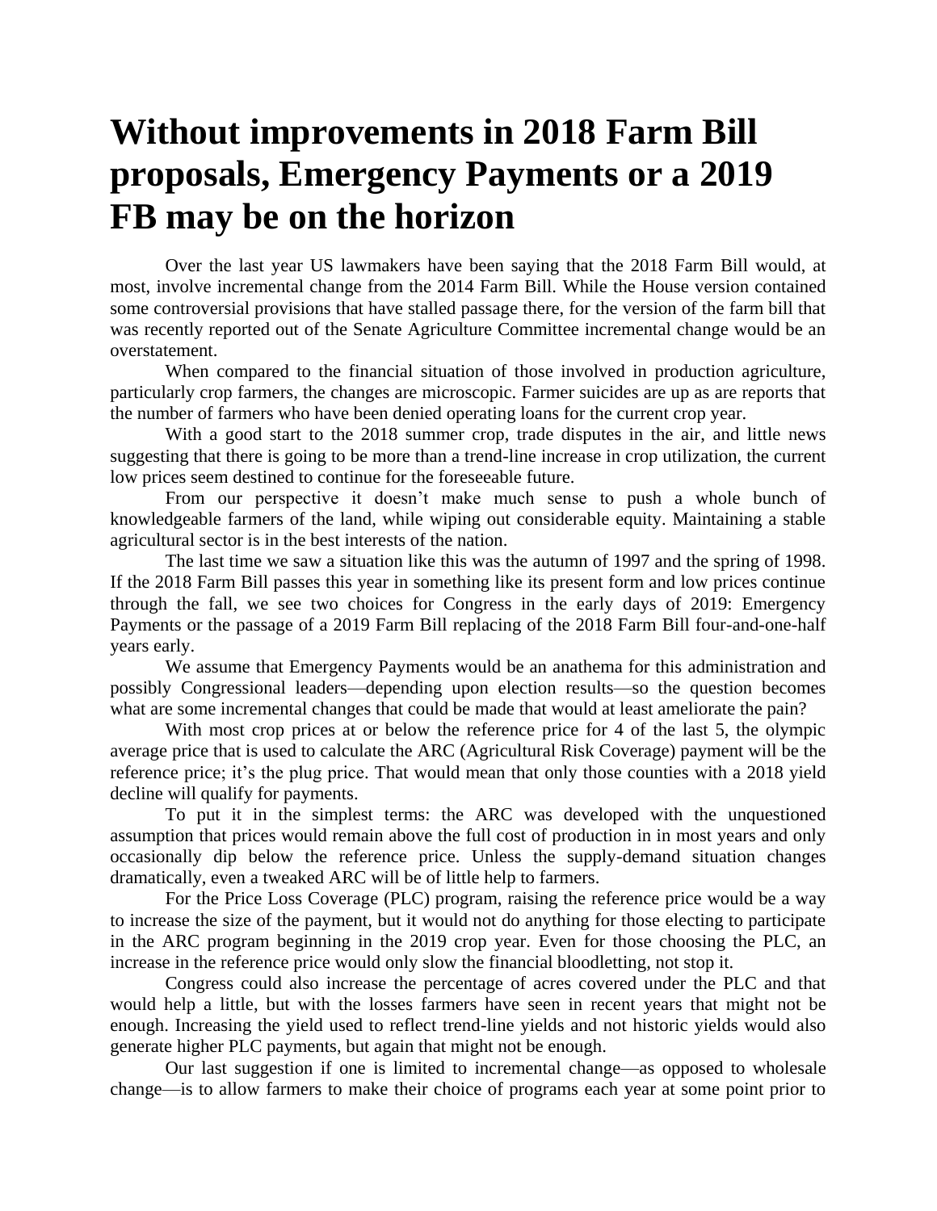# Without improvements in 2018 Farm Bill proposals, Emergency Payments or a 2019 FB may be on the horizon

Over the last year US lawmakers have been saying that the 2018 Farm Bill would, at most, involve incremental change from the 2014 Farm Bill. While the House version contained some controversial provisions that have stalled passage there, for the version of the farm bill that was recently reported out of the Senate Agriculture Committee incremental change would be an overstatement.

When compared to the financial situation of those involved in production agriculture, particularly crop farmers, the changes are microscopic. Farmer suicides are up as are reports that the number of farmers who have been denied operating loans for the current crop year.

With a good start to the 2018 summer crop, trade disputes in the air, and little news suggesting that there is going to be more than a trend-line increase in crop utilization, the current low prices seem destined to continue for the foreseeable future.

From our perspective it doesn't make much sense to push a whole bunch of knowledgeable farmers of the land, while wiping out considerable equity. Maintaining a stable agricultural sector is in the best interests of the nation.

The last time we saw a situation like this was the autumn of 1997 and the spring of 1998. If the 2018 Farm Bill passes this year in something like its present form and low prices continue through the fall, we see two choices for Congress in the early days of 2019: Emergency Payments or the passage of a 2019 Farm Bill replacing of the 2018 Farm Bill four-and-one-half years early.

We assume that Emergency Payments would be an anathema for this administration and possibly Congressional leaders—depending upon election results—so the question becomes what are some incremental changes that could be made that would at least ameliorate the pain?

With most crop prices at or below the reference price for 4 of the last 5, the olympic average price that is used to calculate the ARC (Agricultural Risk Coverage) payment will be the reference price; it's the plug price. That would mean that only those counties with a 2018 yield decline will qualify for payments.

To put it in the simplest terms: the ARC was developed with the unquestioned assumption that prices would remain above the full cost of production in in most years and only occasionally dip below the reference price. Unless the supply-demand situation changes dramatically, even a tweaked ARC will be of little help to farmers.

For the Price Loss Coverage (PLC) program, raising the reference price would be a way to increase the size of the payment, but it would not do anything for those electing to participate in the ARC program beginning in the 2019 crop year. Even for those choosing the PLC, an increase in the reference price would only slow the financial bloodletting, not stop it.

Congress could also increase the percentage of acres covered under the PLC and that would help a little, but with the losses farmers have seen in recent years that might not be enough. Increasing the yield used to reflect trend-line yields and not historic yields would also generate higher PLC payments, but again that might not be enough.

Our last suggestion if one is limited to incremental change—as opposed to wholesale change—is to allow farmers to make their choice of programs each year at some point prior to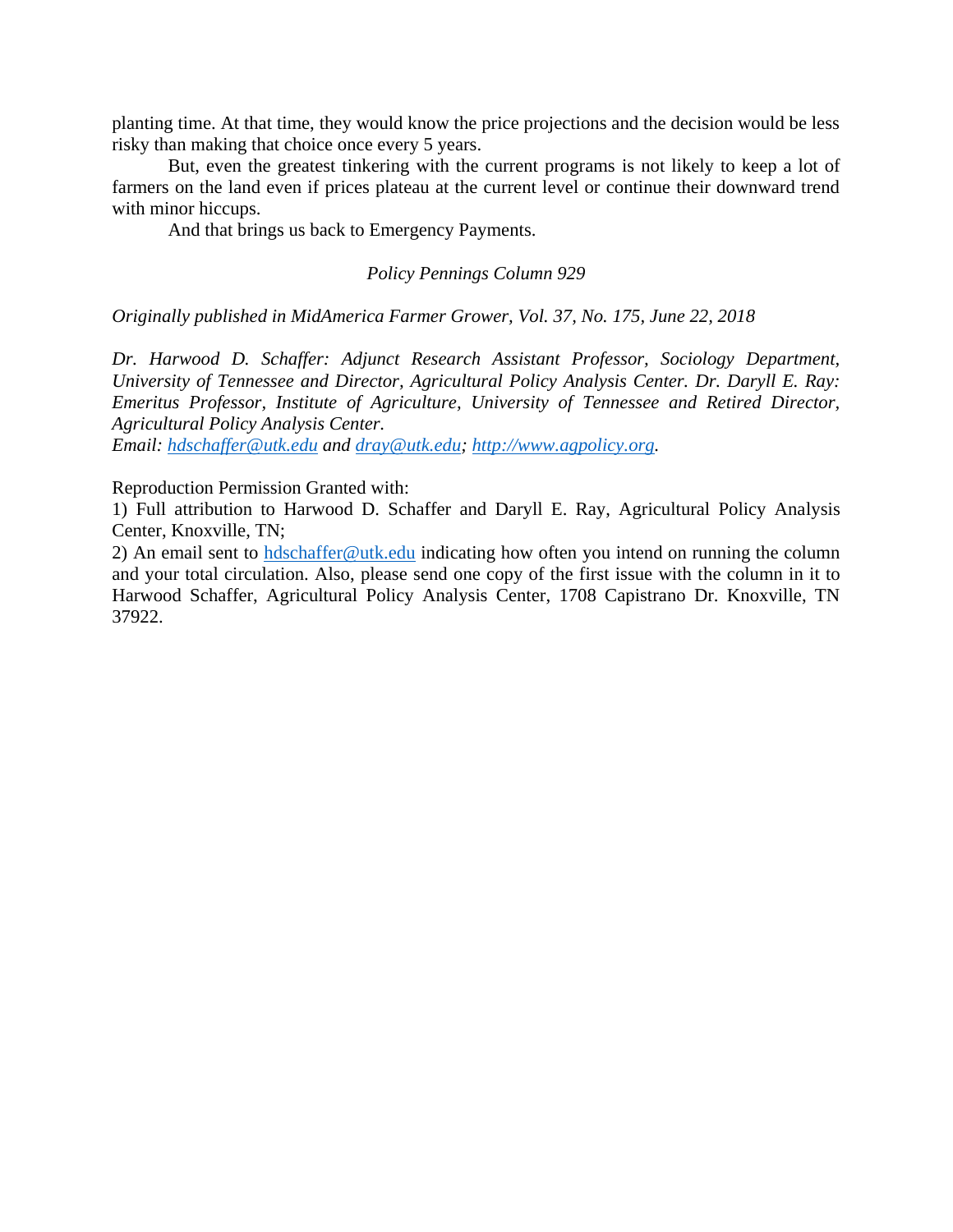planting time. At that time, they would know the price projections and the decision would be less risky than making that choice once every 5 years.

But, even the greatest tinkering with the current programs is not likely to keep a lot of farmers on the land even if prices plateau at the current level or continue their downward trend with minor hiccups.

And that brings us back to Emergency Payments.

*Policy Pennings Column 929*

*Originally published in MidAmerica Farmer Grower, Vol. 37, No. 175, June 22, 2018*

*Dr. Harwood D. Schaffer: Adjunct Research Assistant Professor, Sociology Department, University of Tennessee and Director, Agricultural Policy Analysis Center. Dr. Daryll E. Ray: Emeritus Professor, Institute of Agriculture, University of Tennessee and Retired Director, Agricultural Policy Analysis Center.*
*Email: [hdschaffer@utk.edu](mailto:hdschaffer@utk.edu) and [dray@utk.edu](mailto:dray@utk.edu); [http://www.agpolicy.org](http://www.agpolicy.org).*

Reproduction Permission Granted with:
1) Full attribution to Harwood D. Schaffer and Daryll E. Ray, Agricultural Policy Analysis Center, Knoxville, TN;
2) An email sent to [hdschaffer@utk.edu](mailto:hdschaffer@utk.edu) indicating how often you intend on running the column and your total circulation. Also, please send one copy of the first issue with the column in it to Harwood Schaffer, Agricultural Policy Analysis Center, 1708 Capistrano Dr. Knoxville, TN 37922.